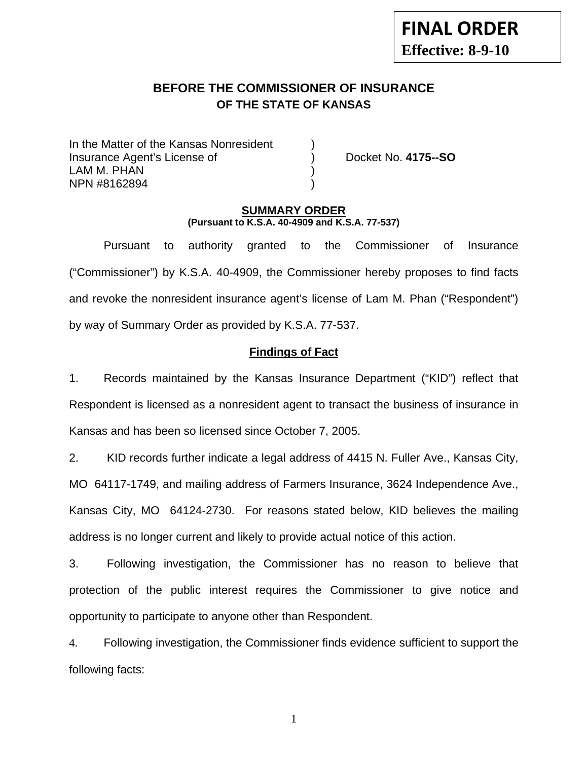**FINAL ORDER**
**Effective: 8-9-10**

# BEFORE THE COMMISSIONER OF INSURANCE
## OF THE STATE OF KANSAS

In the Matter of the Kansas Nonresident )
Insurance Agent's License of ) Docket No. **4175--SO**
LAM M. PHAN )
NPN #8162894 )

**SUMMARY ORDER**
**(Pursuant to K.S.A. 40-4909 and K.S.A. 77-537)**

Pursuant to authority granted to the Commissioner of Insurance ("Commissioner") by K.S.A. 40-4909, the Commissioner hereby proposes to find facts and revoke the nonresident insurance agent's license of Lam M. Phan ("Respondent") by way of Summary Order as provided by K.S.A. 77-537.

**Findings of Fact**

1. Records maintained by the Kansas Insurance Department ("KID") reflect that Respondent is licensed as a nonresident agent to transact the business of insurance in Kansas and has been so licensed since October 7, 2005.

2. KID records further indicate a legal address of 4415 N. Fuller Ave., Kansas City, MO 64117-1749, and mailing address of Farmers Insurance, 3624 Independence Ave., Kansas City, MO 64124-2730. For reasons stated below, KID believes the mailing address is no longer current and likely to provide actual notice of this action.

3. Following investigation, the Commissioner has no reason to believe that protection of the public interest requires the Commissioner to give notice and opportunity to participate to anyone other than Respondent.

4. Following investigation, the Commissioner finds evidence sufficient to support the following facts: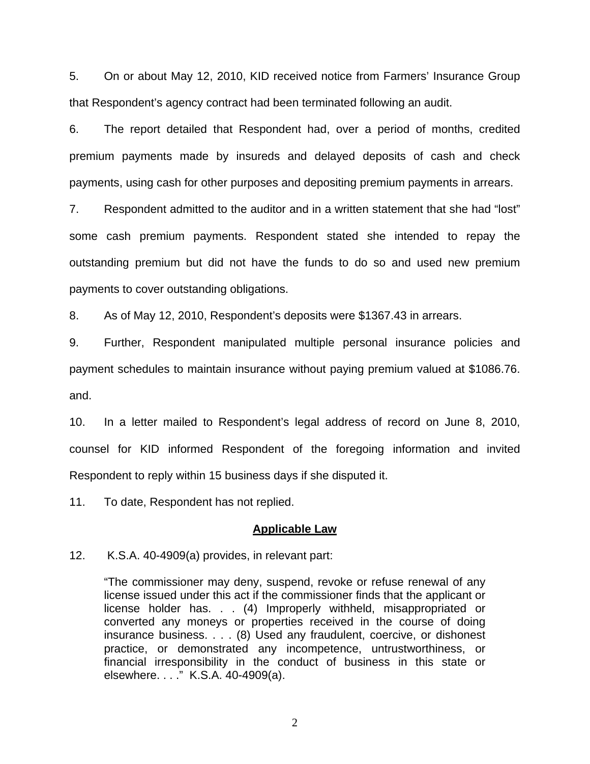5. On or about May 12, 2010, KID received notice from Farmers' Insurance Group that Respondent's agency contract had been terminated following an audit.

6. The report detailed that Respondent had, over a period of months, credited premium payments made by insureds and delayed deposits of cash and check payments, using cash for other purposes and depositing premium payments in arrears.

7. Respondent admitted to the auditor and in a written statement that she had "lost" some cash premium payments. Respondent stated she intended to repay the outstanding premium but did not have the funds to do so and used new premium payments to cover outstanding obligations.

8. As of May 12, 2010, Respondent's deposits were $1367.43 in arrears.

9. Further, Respondent manipulated multiple personal insurance policies and payment schedules to maintain insurance without paying premium valued at $1086.76. and.

10. In a letter mailed to Respondent's legal address of record on June 8, 2010, counsel for KID informed Respondent of the foregoing information and invited Respondent to reply within 15 business days if she disputed it.

11. To date, Respondent has not replied.

## **Applicable Law**

12. K.S.A. 40-4909(a) provides, in relevant part:

> "The commissioner may deny, suspend, revoke or refuse renewal of any license issued under this act if the commissioner finds that the applicant or license holder has. . . (4) Improperly withheld, misappropriated or converted any moneys or properties received in the course of doing insurance business. . . . (8) Used any fraudulent, coercive, or dishonest practice, or demonstrated any incompetence, untrustworthiness, or financial irresponsibility in the conduct of business in this state or elsewhere. . . ." K.S.A. 40-4909(a).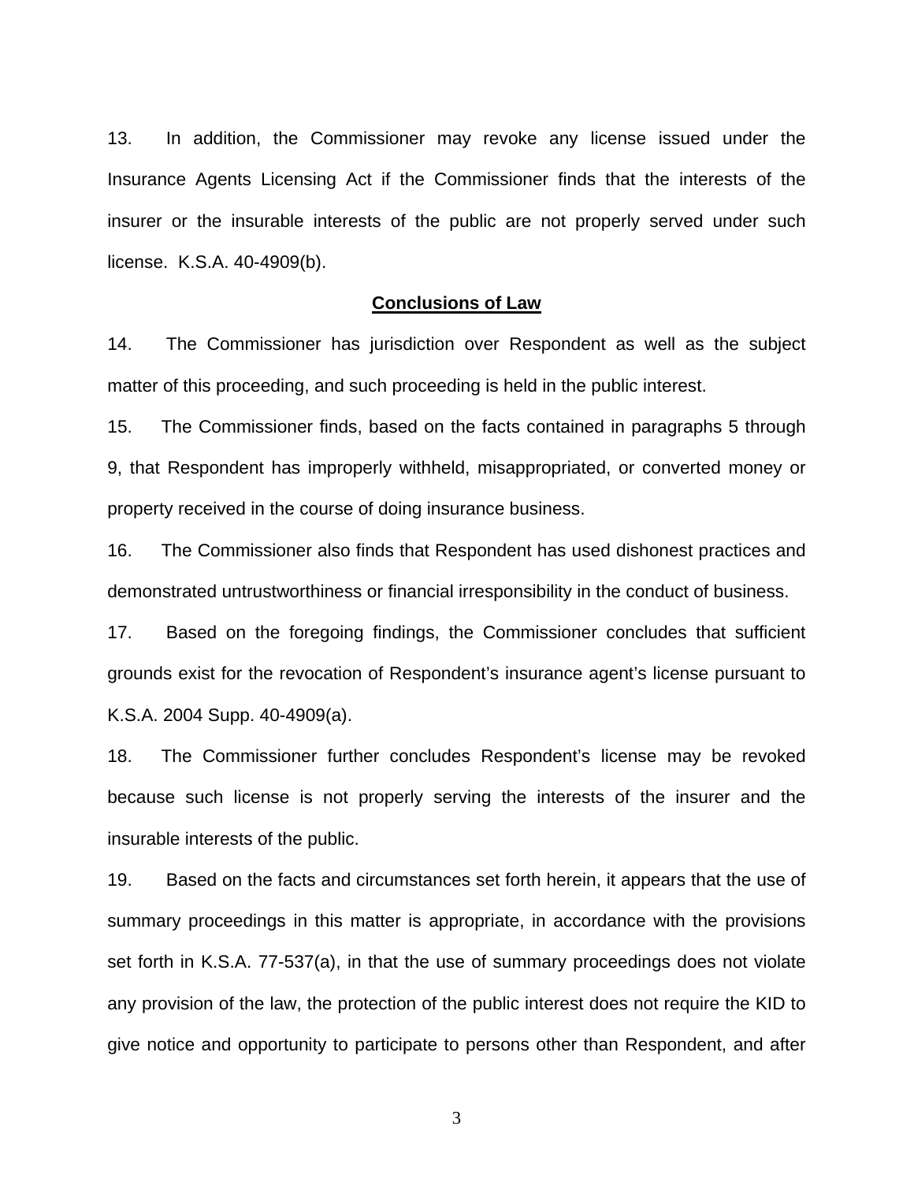13. In addition, the Commissioner may revoke any license issued under the Insurance Agents Licensing Act if the Commissioner finds that the interests of the insurer or the insurable interests of the public are not properly served under such license. K.S.A. 40-4909(b).

## **Conclusions of Law**

14. The Commissioner has jurisdiction over Respondent as well as the subject matter of this proceeding, and such proceeding is held in the public interest.

15. The Commissioner finds, based on the facts contained in paragraphs 5 through 9, that Respondent has improperly withheld, misappropriated, or converted money or property received in the course of doing insurance business.

16. The Commissioner also finds that Respondent has used dishonest practices and demonstrated untrustworthiness or financial irresponsibility in the conduct of business.

17. Based on the foregoing findings, the Commissioner concludes that sufficient grounds exist for the revocation of Respondent's insurance agent's license pursuant to K.S.A. 2004 Supp. 40-4909(a).

18. The Commissioner further concludes Respondent's license may be revoked because such license is not properly serving the interests of the insurer and the insurable interests of the public.

19. Based on the facts and circumstances set forth herein, it appears that the use of summary proceedings in this matter is appropriate, in accordance with the provisions set forth in K.S.A. 77-537(a), in that the use of summary proceedings does not violate any provision of the law, the protection of the public interest does not require the KID to give notice and opportunity to participate to persons other than Respondent, and after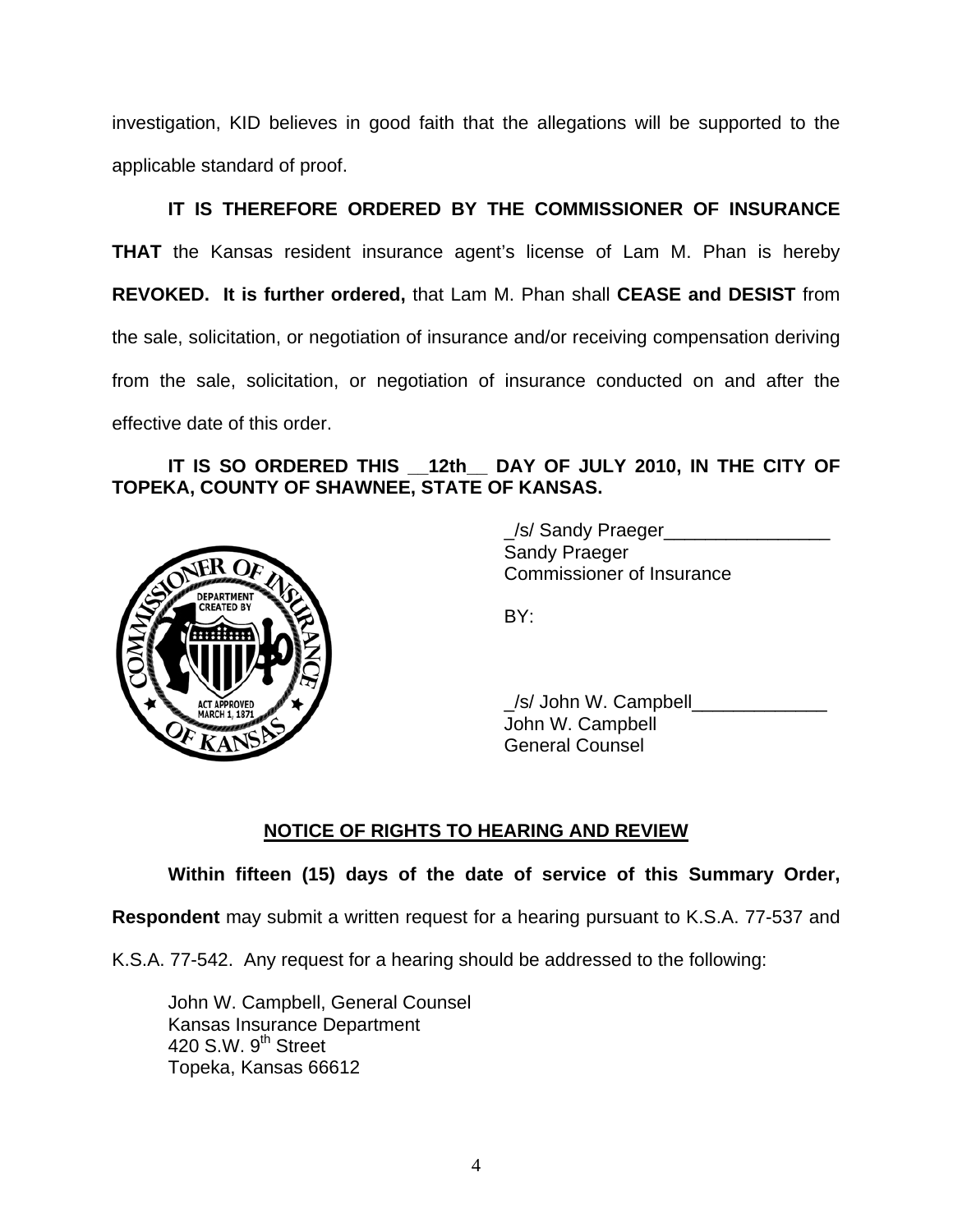investigation, KID believes in good faith that the allegations will be supported to the applicable standard of proof.

**IT IS THEREFORE ORDERED BY THE COMMISSIONER OF INSURANCE THAT** the Kansas resident insurance agent's license of Lam M. Phan is hereby **REVOKED. It is further ordered,** that Lam M. Phan shall **CEASE and DESIST** from the sale, solicitation, or negotiation of insurance and/or receiving compensation deriving from the sale, solicitation, or negotiation of insurance conducted on and after the effective date of this order.

**IT IS SO ORDERED THIS __12th__ DAY OF JULY 2010, IN THE CITY OF TOPEKA, COUNTY OF SHAWNEE, STATE OF KANSAS.**

_/s/ Sandy Praeger________________
Sandy Praeger
Commissioner of Insurance

BY:

_/s/ John W. Campbell_____________
John W. Campbell
General Counsel

## NOTICE OF RIGHTS TO HEARING AND REVIEW

**Within fifteen (15) days of the date of service of this Summary Order, Respondent** may submit a written request for a hearing pursuant to K.S.A. 77-537 and K.S.A. 77-542. Any request for a hearing should be addressed to the following:

John W. Campbell, General Counsel
Kansas Insurance Department
420 S.W. 9th Street
Topeka, Kansas 66612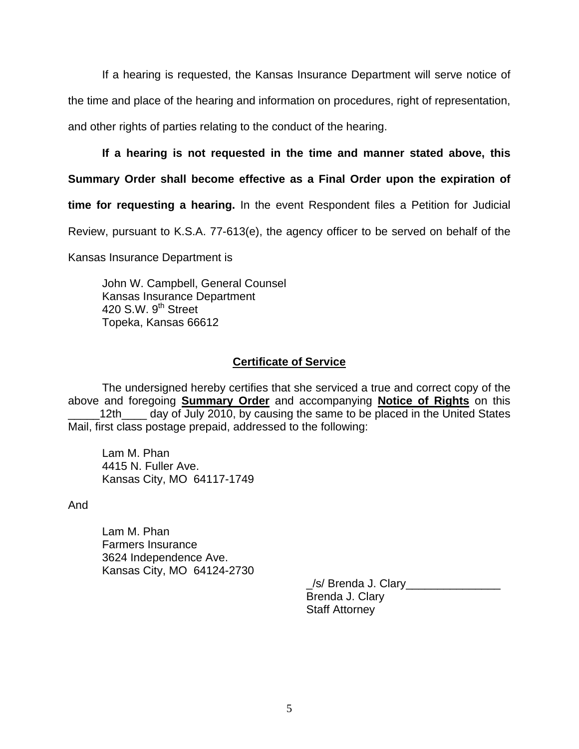If a hearing is requested, the Kansas Insurance Department will serve notice of the time and place of the hearing and information on procedures, right of representation, and other rights of parties relating to the conduct of the hearing.

**If a hearing is not requested in the time and manner stated above, this Summary Order shall become effective as a Final Order upon the expiration of time for requesting a hearing.** In the event Respondent files a Petition for Judicial Review, pursuant to K.S.A. 77-613(e), the agency officer to be served on behalf of the Kansas Insurance Department is

John W. Campbell, General Counsel
Kansas Insurance Department
420 S.W. 9th Street
Topeka, Kansas 66612

## Certificate of Service

The undersigned hereby certifies that she serviced a true and correct copy of the above and foregoing **Summary Order** and accompanying **Notice of Rights** on this _____12th____ day of July 2010, by causing the same to be placed in the United States Mail, first class postage prepaid, addressed to the following:

Lam M. Phan
4415 N. Fuller Ave.
Kansas City, MO 64117-1749

And

Lam M. Phan
Farmers Insurance
3624 Independence Ave.
Kansas City, MO 64124-2730

_/s/ Brenda J. Clary_______________
Brenda J. Clary
Staff Attorney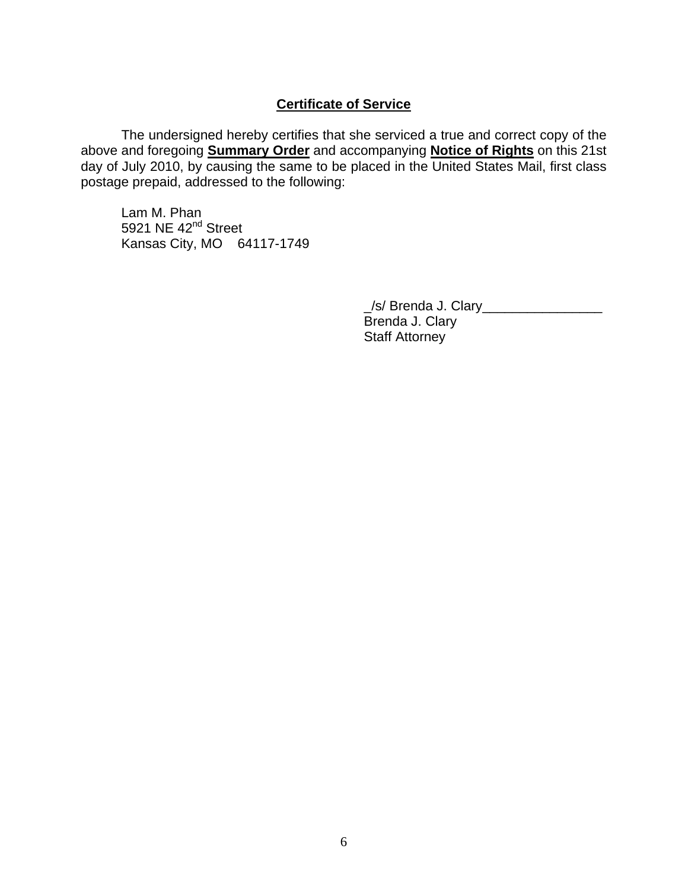**Certificate of Service**

The undersigned hereby certifies that she serviced a true and correct copy of the above and foregoing **Summary Order** and accompanying **Notice of Rights** on this 21st day of July 2010, by causing the same to be placed in the United States Mail, first class postage prepaid, addressed to the following:

Lam M. Phan
5921 NE 42nd Street
Kansas City, MO 64117-1749

_/s/ Brenda J. Clary________________
Brenda J. Clary
Staff Attorney